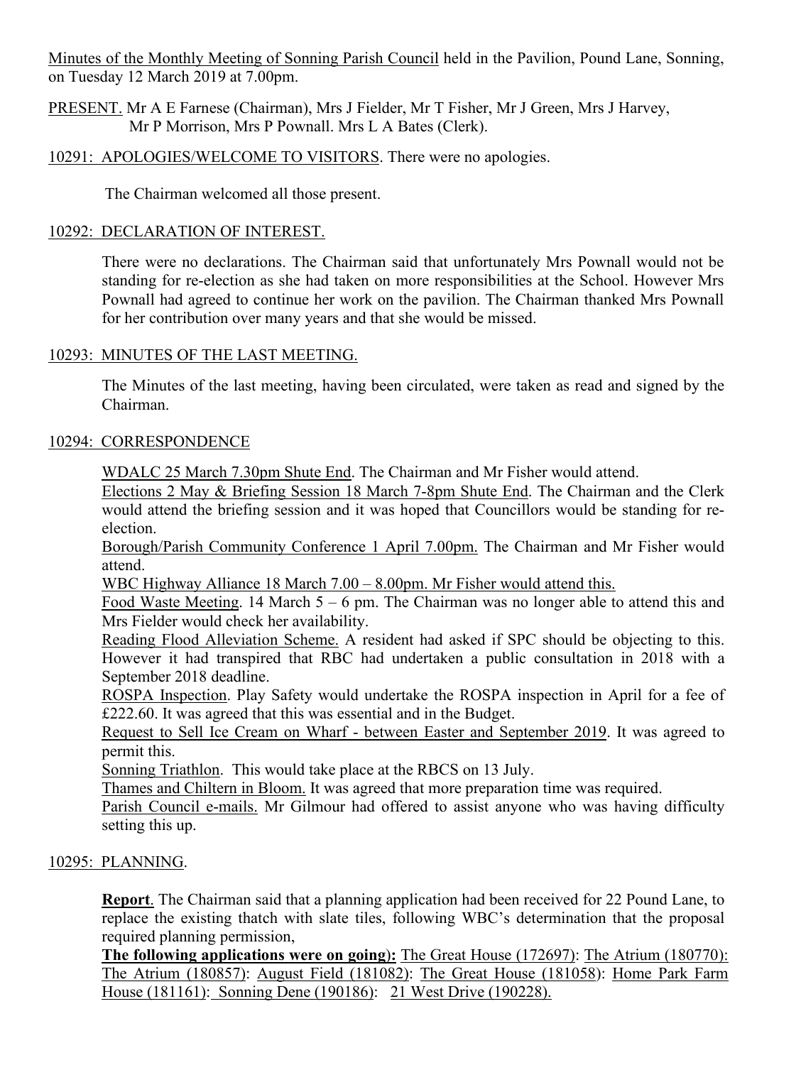Minutes of the Monthly Meeting of Sonning Parish Council held in the Pavilion, Pound Lane, Sonning, on Tuesday 12 March 2019 at 7.00pm.

PRESENT. Mr A E Farnese (Chairman), Mrs J Fielder, Mr T Fisher, Mr J Green, Mrs J Harvey, Mr P Morrison, Mrs P Pownall. Mrs L A Bates (Clerk).

10291: APOLOGIES/WELCOME TO VISITORS. There were no apologies.

The Chairman welcomed all those present.

10292: DECLARATION OF INTEREST.

There were no declarations. The Chairman said that unfortunately Mrs Pownall would not be standing for re-election as she had taken on more responsibilities at the School. However Mrs Pownall had agreed to continue her work on the pavilion. The Chairman thanked Mrs Pownall for her contribution over many years and that she would be missed.

10293: MINUTES OF THE LAST MEETING.

The Minutes of the last meeting, having been circulated, were taken as read and signed by the Chairman.

10294: CORRESPONDENCE

WDALC 25 March 7.30pm Shute End. The Chairman and Mr Fisher would attend.

Elections 2 May & Briefing Session 18 March 7-8pm Shute End. The Chairman and the Clerk would attend the briefing session and it was hoped that Councillors would be standing for re-election.

Borough/Parish Community Conference 1 April 7.00pm. The Chairman and Mr Fisher would attend.

WBC Highway Alliance 18 March 7.00 – 8.00pm. Mr Fisher would attend this.

Food Waste Meeting. 14 March 5 – 6 pm. The Chairman was no longer able to attend this and Mrs Fielder would check her availability.

Reading Flood Alleviation Scheme. A resident had asked if SPC should be objecting to this. However it had transpired that RBC had undertaken a public consultation in 2018 with a September 2018 deadline.

ROSPA Inspection. Play Safety would undertake the ROSPA inspection in April for a fee of £222.60. It was agreed that this was essential and in the Budget.

Request to Sell Ice Cream on Wharf - between Easter and September 2019. It was agreed to permit this.

Sonning Triathlon. This would take place at the RBCS on 13 July.

Thames and Chiltern in Bloom. It was agreed that more preparation time was required.

Parish Council e-mails. Mr Gilmour had offered to assist anyone who was having difficulty setting this up.

10295: PLANNING.

**Report**. The Chairman said that a planning application had been received for 22 Pound Lane, to replace the existing thatch with slate tiles, following WBC's determination that the proposal required planning permission,

**The following applications were on going):** The Great House (172697): The Atrium (180770): The Atrium (180857): August Field (181082): The Great House (181058): Home Park Farm House (181161): Sonning Dene (190186): 21 West Drive (190228).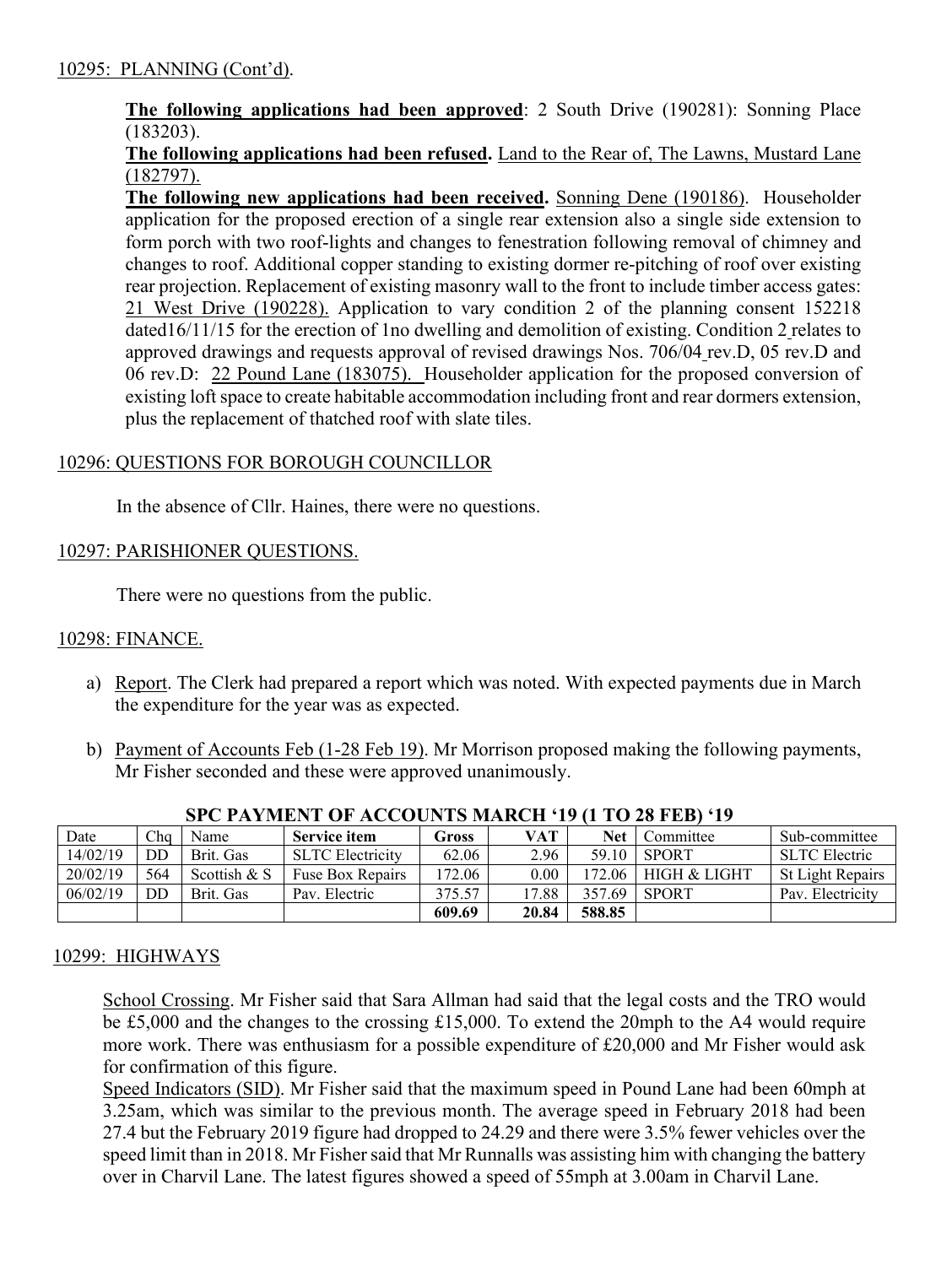10295: PLANNING (Cont'd).

**The following applications had been approved**: 2 South Drive (190281): Sonning Place (183203).

**The following applications had been refused.** Land to the Rear of, The Lawns, Mustard Lane (182797).

**The following new applications had been received.** Sonning Dene (190186). Householder application for the proposed erection of a single rear extension also a single side extension to form porch with two roof-lights and changes to fenestration following removal of chimney and changes to roof. Additional copper standing to existing dormer re-pitching of roof over existing rear projection. Replacement of existing masonry wall to the front to include timber access gates: 21 West Drive (190228). Application to vary condition 2 of the planning consent 152218 dated16/11/15 for the erection of 1no dwelling and demolition of existing. Condition 2 relates to approved drawings and requests approval of revised drawings Nos. 706/04 rev.D, 05 rev.D and 06 rev.D: 22 Pound Lane (183075). Householder application for the proposed conversion of existing loft space to create habitable accommodation including front and rear dormers extension, plus the replacement of thatched roof with slate tiles.

10296: QUESTIONS FOR BOROUGH COUNCILLOR

In the absence of Cllr. Haines, there were no questions.

10297: PARISHIONER QUESTIONS.

There were no questions from the public.

10298: FINANCE.

a) Report. The Clerk had prepared a report which was noted. With expected payments due in March the expenditure for the year was as expected.

b) Payment of Accounts Feb (1-28 Feb 19). Mr Morrison proposed making the following payments, Mr Fisher seconded and these were approved unanimously.

**SPC PAYMENT OF ACCOUNTS MARCH '19 (1 TO 28 FEB) '19**

| Date | Chq | Name | Service item | Gross | VAT | Net | Committee | Sub-committee |
|---|---|---|---|---|---|---|---|---|
| 14/02/19 | DD | Brit. Gas | SLTC Electricity | 62.06 | 2.96 | 59.10 | SPORT | SLTC Electric |
| 20/02/19 | 564 | Scottish & S | Fuse Box Repairs | 172.06 | 0.00 | 172.06 | HIGH & LIGHT | St Light Repairs |
| 06/02/19 | DD | Brit. Gas | Pav. Electric | 375.57 | 17.88 | 357.69 | SPORT | Pav. Electricity |
| | | | | **609.69** | **20.84** | **588.85** | | |

10299: HIGHWAYS

School Crossing. Mr Fisher said that Sara Allman had said that the legal costs and the TRO would be £5,000 and the changes to the crossing £15,000. To extend the 20mph to the A4 would require more work. There was enthusiasm for a possible expenditure of £20,000 and Mr Fisher would ask for confirmation of this figure.

Speed Indicators (SID). Mr Fisher said that the maximum speed in Pound Lane had been 60mph at 3.25am, which was similar to the previous month. The average speed in February 2018 had been 27.4 but the February 2019 figure had dropped to 24.29 and there were 3.5% fewer vehicles over the speed limit than in 2018. Mr Fisher said that Mr Runnalls was assisting him with changing the battery over in Charvil Lane. The latest figures showed a speed of 55mph at 3.00am in Charvil Lane.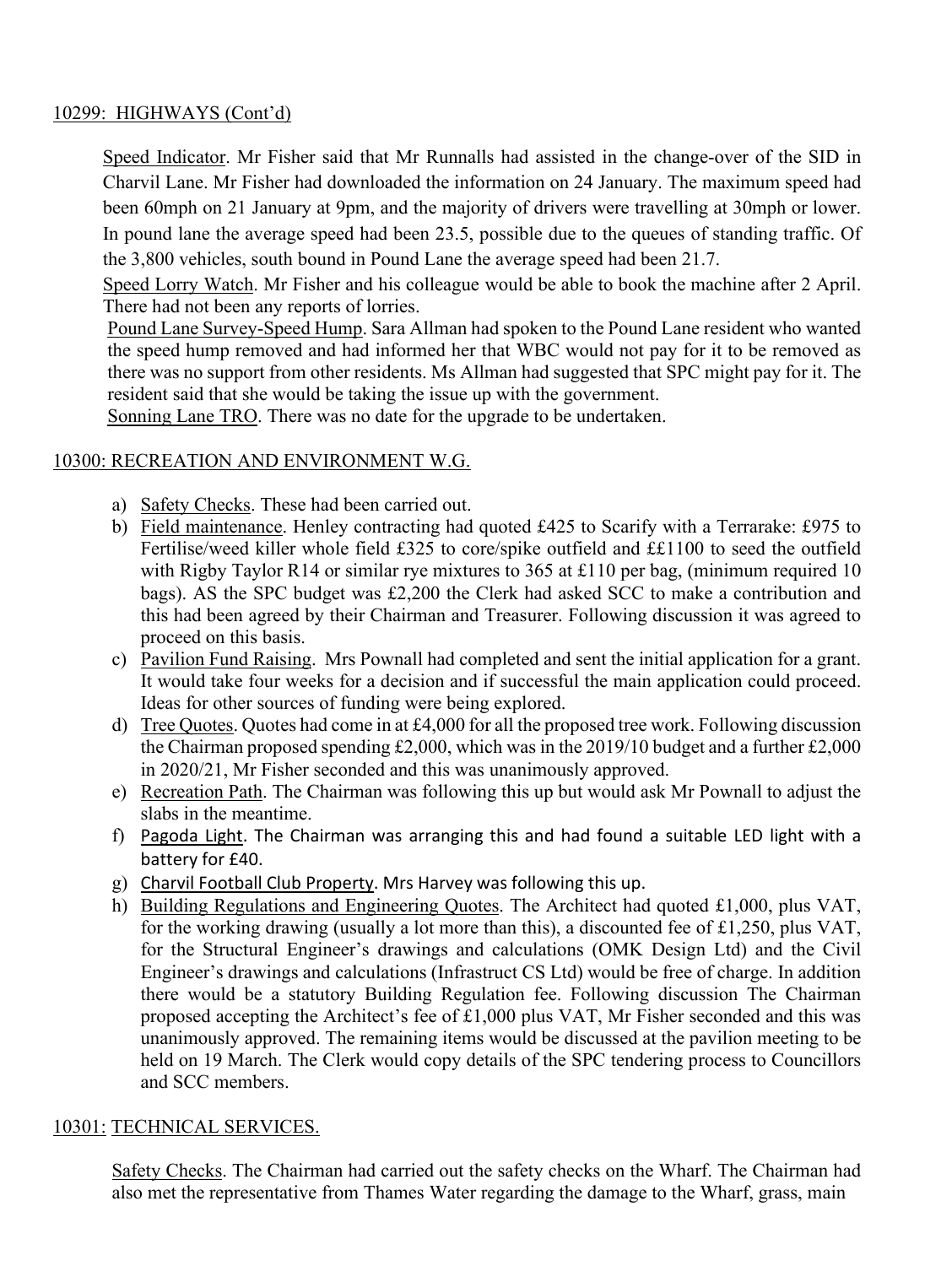## 10299: HIGHWAYS (Cont'd)

Speed Indicator. Mr Fisher said that Mr Runnalls had assisted in the change-over of the SID in Charvil Lane. Mr Fisher had downloaded the information on 24 January. The maximum speed had been 60mph on 21 January at 9pm, and the majority of drivers were travelling at 30mph or lower. In pound lane the average speed had been 23.5, possible due to the queues of standing traffic. Of the 3,800 vehicles, south bound in Pound Lane the average speed had been 21.7.

Speed Lorry Watch. Mr Fisher and his colleague would be able to book the machine after 2 April. There had not been any reports of lorries.

Pound Lane Survey-Speed Hump. Sara Allman had spoken to the Pound Lane resident who wanted the speed hump removed and had informed her that WBC would not pay for it to be removed as there was no support from other residents. Ms Allman had suggested that SPC might pay for it. The resident said that she would be taking the issue up with the government.

Sonning Lane TRO. There was no date for the upgrade to be undertaken.

## 10300: RECREATION AND ENVIRONMENT W.G.

a) Safety Checks. These had been carried out.
b) Field maintenance. Henley contracting had quoted £425 to Scarify with a Terrarake: £975 to Fertilise/weed killer whole field £325 to core/spike outfield and ££1100 to seed the outfield with Rigby Taylor R14 or similar rye mixtures to 365 at £110 per bag, (minimum required 10 bags). AS the SPC budget was £2,200 the Clerk had asked SCC to make a contribution and this had been agreed by their Chairman and Treasurer. Following discussion it was agreed to proceed on this basis.
c) Pavilion Fund Raising. Mrs Pownall had completed and sent the initial application for a grant. It would take four weeks for a decision and if successful the main application could proceed. Ideas for other sources of funding were being explored.
d) Tree Quotes. Quotes had come in at £4,000 for all the proposed tree work. Following discussion the Chairman proposed spending £2,000, which was in the 2019/10 budget and a further £2,000 in 2020/21, Mr Fisher seconded and this was unanimously approved.
e) Recreation Path. The Chairman was following this up but would ask Mr Pownall to adjust the slabs in the meantime.
f) Pagoda Light. The Chairman was arranging this and had found a suitable LED light with a battery for £40.
g) Charvil Football Club Property. Mrs Harvey was following this up.
h) Building Regulations and Engineering Quotes. The Architect had quoted £1,000, plus VAT, for the working drawing (usually a lot more than this), a discounted fee of £1,250, plus VAT, for the Structural Engineer's drawings and calculations (OMK Design Ltd) and the Civil Engineer's drawings and calculations (Infrastruct CS Ltd) would be free of charge. In addition there would be a statutory Building Regulation fee. Following discussion The Chairman proposed accepting the Architect's fee of £1,000 plus VAT, Mr Fisher seconded and this was unanimously approved. The remaining items would be discussed at the pavilion meeting to be held on 19 March. The Clerk would copy details of the SPC tendering process to Councillors and SCC members.

## 10301: TECHNICAL SERVICES.

Safety Checks. The Chairman had carried out the safety checks on the Wharf. The Chairman had also met the representative from Thames Water regarding the damage to the Wharf, grass, main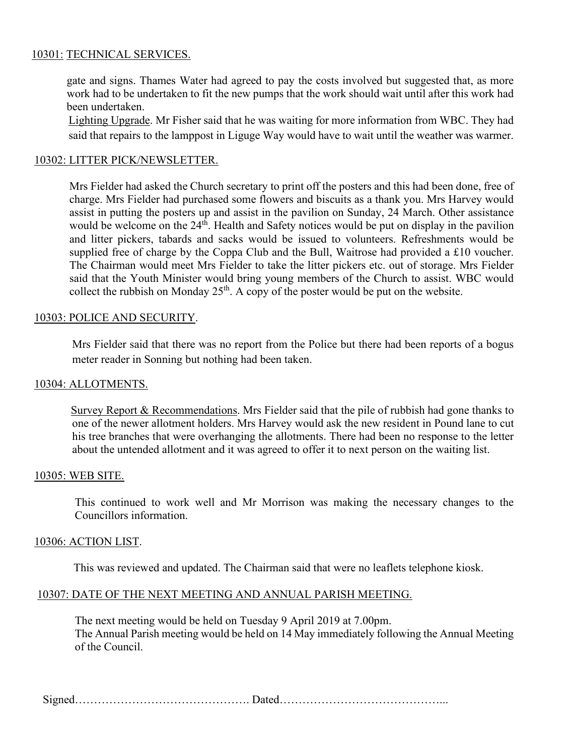10301: <u>TECHNICAL SERVICES.</u>

gate and signs. Thames Water had agreed to pay the costs involved but suggested that, as more work had to be undertaken to fit the new pumps that the work should wait until after this work had been undertaken.

<u>Lighting Upgrade</u>. Mr Fisher said that he was waiting for more information from WBC. They had said that repairs to the lamppost in Liguge Way would have to wait until the weather was warmer.

10302: <u>LITTER PICK/NEWSLETTER.</u>

Mrs Fielder had asked the Church secretary to print off the posters and this had been done, free of charge. Mrs Fielder had purchased some flowers and biscuits as a thank you. Mrs Harvey would assist in putting the posters up and assist in the pavilion on Sunday, 24 March. Other assistance would be welcome on the 24th. Health and Safety notices would be put on display in the pavilion and litter pickers, tabards and sacks would be issued to volunteers. Refreshments would be supplied free of charge by the Coppa Club and the Bull, Waitrose had provided a £10 voucher. The Chairman would meet Mrs Fielder to take the litter pickers etc. out of storage. Mrs Fielder said that the Youth Minister would bring young members of the Church to assist. WBC would collect the rubbish on Monday 25th. A copy of the poster would be put on the website.

10303: <u>POLICE AND SECURITY</u>.

Mrs Fielder said that there was no report from the Police but there had been reports of a bogus meter reader in Sonning but nothing had been taken.

10304: <u>ALLOTMENTS.</u>

<u>Survey Report & Recommendations</u>. Mrs Fielder said that the pile of rubbish had gone thanks to one of the newer allotment holders. Mrs Harvey would ask the new resident in Pound lane to cut his tree branches that were overhanging the allotments. There had been no response to the letter about the untended allotment and it was agreed to offer it to next person on the waiting list.

10305: <u>WEB SITE.</u>

This continued to work well and Mr Morrison was making the necessary changes to the Councillors information.

10306: <u>ACTION LIST</u>.

This was reviewed and updated. The Chairman said that were no leaflets telephone kiosk.

10307: <u>DATE OF THE NEXT MEETING AND ANNUAL PARISH MEETING.</u>

The next meeting would be held on Tuesday 9 April 2019 at 7.00pm.
The Annual Parish meeting would be held on 14 May immediately following the Annual Meeting of the Council.

Signed………………………………………. Dated……………………………………...